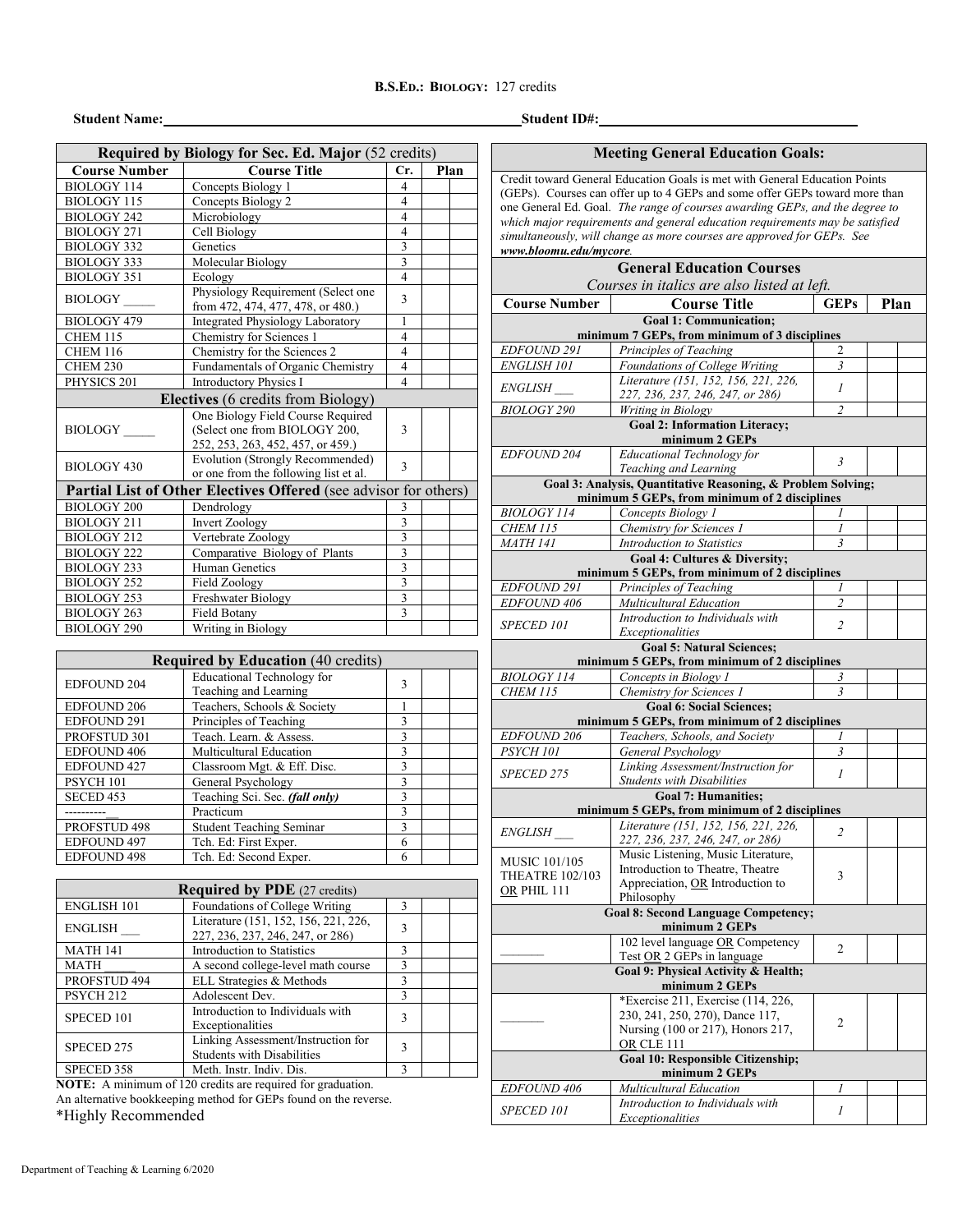**B.S.Ed.: Biology:** 127 credits

**Student Name:** ______________________ **Student ID#:** ______________________

| Required by Biology for Sec. Ed. Major (52 credits) | | | | |
|---|---|---|---|---|
| **Course Number** | **Course Title** | **Cr.** | **Plan** | |
| BIOLOGY 114 | Concepts Biology 1 | 4 | | |
| BIOLOGY 115 | Concepts Biology 2 | 4 | | |
| BIOLOGY 242 | Microbiology | 4 | | |
| BIOLOGY 271 | Cell Biology | 4 | | |
| BIOLOGY 332 | Genetics | 3 | | |
| BIOLOGY 333 | Molecular Biology | 3 | | |
| BIOLOGY 351 | Ecology | 4 | | |
| BIOLOGY _____ | Physiology Requirement (Select one from 472, 474, 477, 478, or 480.) | 3 | | |
| BIOLOGY 479 | Integrated Physiology Laboratory | 1 | | |
| CHEM 115 | Chemistry for Sciences 1 | 4 | | |
| CHEM 116 | Chemistry for the Sciences 2 | 4 | | |
| CHEM 230 | Fundamentals of Organic Chemistry | 4 | | |
| PHYSICS 201 | Introductory Physics I | 4 | | |
| **Electives** (6 credits from Biology) | | | | |
| BIOLOGY _____ | One Biology Field Course Required (Select one from BIOLOGY 200, 252, 253, 263, 452, 457, or 459.) | 3 | | |
| BIOLOGY 430 | Evolution (Strongly Recommended) or one from the following list et al. | 3 | | |
| **Partial List of Other Electives Offered** (see advisor for others) | | | | |
| BIOLOGY 200 | Dendrology | 3 | | |
| BIOLOGY 211 | Invert Zoology | 3 | | |
| BIOLOGY 212 | Vertebrate Zoology | 3 | | |
| BIOLOGY 222 | Comparative Biology of Plants | 3 | | |
| BIOLOGY 233 | Human Genetics | 3 | | |
| BIOLOGY 252 | Field Zoology | 3 | | |
| BIOLOGY 253 | Freshwater Biology | 3 | | |
| BIOLOGY 263 | Field Botany | 3 | | |
| BIOLOGY 290 | Writing in Biology | | | |

| Required by Education (40 credits) | | | | |
|---|---|---|---|---|
| EDFOUND 204 | Educational Technology for Teaching and Learning | 3 | | |
| EDFOUND 206 | Teachers, Schools & Society | 1 | | |
| EDFOUND 291 | Principles of Teaching | 3 | | |
| PROFSTUD 301 | Teach. Learn. & Assess. | 3 | | |
| EDFOUND 406 | Multicultural Education | 3 | | |
| EDFOUND 427 | Classroom Mgt. & Eff. Disc. | 3 | | |
| PSYCH 101 | General Psychology | 3 | | |
| SECED 453 | Teaching Sci. Sec. ***(fall only)*** | 3 | | |
| ---------- | Practicum | 3 | | |
| PROFSTUD 498 | Student Teaching Seminar | 3 | | |
| EDFOUND 497 | Tch. Ed: First Exper. | 6 | | |
| EDFOUND 498 | Tch. Ed: Second Exper. | 6 | | |

| Required by PDE (27 credits) | | | | |
|---|---|---|---|---|
| ENGLISH 101 | Foundations of College Writing | 3 | | |
| ENGLISH ___ | Literature (151, 152, 156, 221, 226, 227, 236, 237, 246, 247, or 286) | 3 | | |
| MATH 141 | Introduction to Statistics | 3 | | |
| MATH _____ | A second college-level math course | 3 | | |
| PROFSTUD 494 | ELL Strategies & Methods | 3 | | |
| PSYCH 212 | Adolescent Dev. | 3 | | |
| SPECED 101 | Introduction to Individuals with Exceptionalities | 3 | | |
| SPECED 275 | Linking Assessment/Instruction for Students with Disabilities | 3 | | |
| SPECED 358 | Meth. Instr. Indiv. Dis. | 3 | | |

**NOTE:** A minimum of 120 credits are required for graduation.
An alternative bookkeeping method for GEPs found on the reverse.
*Highly Recommended

## Meeting General Education Goals:

Credit toward General Education Goals is met with General Education Points (GEPs). Courses can offer up to 4 GEPs and some offer GEPs toward more than one General Ed. Goal. *The range of courses awarding GEPs, and the degree to which major requirements and general education requirements may be satisfied simultaneously, will change as more courses are approved for GEPs. See* ***www.bloomu.edu/mycore****.*

### General Education Courses

*Courses in italics are also listed at left.*

| Course Number | Course Title | GEPs | Plan | |
|---|---|---|---|---|
| **Goal 1: Communication; minimum 7 GEPs, from minimum of 3 disciplines** | | | | |
| *EDFOUND 291* | *Principles of Teaching* | *2* | | |
| *ENGLISH 101* | *Foundations of College Writing* | *3* | | |
| *ENGLISH ___* | *Literature (151, 152, 156, 221, 226, 227, 236, 237, 246, 247, or 286)* | *1* | | |
| *BIOLOGY 290* | *Writing in Biology* | *2* | | |
| **Goal 2: Information Literacy; minimum 2 GEPs** | | | | |
| *EDFOUND 204* | *Educational Technology for Teaching and Learning* | *3* | | |
| **Goal 3: Analysis, Quantitative Reasoning, & Problem Solving; minimum 5 GEPs, from minimum of 2 disciplines** | | | | |
| *BIOLOGY 114* | *Concepts Biology 1* | *1* | | |
| *CHEM 115* | *Chemistry for Sciences 1* | *1* | | |
| *MATH 141* | *Introduction to Statistics* | *3* | | |
| **Goal 4: Cultures & Diversity; minimum 5 GEPs, from minimum of 2 disciplines** | | | | |
| *EDFOUND 291* | *Principles of Teaching* | *1* | | |
| *EDFOUND 406* | *Multicultural Education* | *2* | | |
| *SPECED 101* | *Introduction to Individuals with Exceptionalities* | *2* | | |
| **Goal 5: Natural Sciences; minimum 5 GEPs, from minimum of 2 disciplines** | | | | |
| *BIOLOGY 114* | *Concepts in Biology 1* | *3* | | |
| *CHEM 115* | *Chemistry for Sciences 1* | *3* | | |
| **Goal 6: Social Sciences; minimum 5 GEPs, from minimum of 2 disciplines** | | | | |
| *EDFOUND 206* | *Teachers, Schools, and Society* | *1* | | |
| *PSYCH 101* | *General Psychology* | *3* | | |
| *SPECED 275* | *Linking Assessment/Instruction for Students with Disabilities* | *1* | | |
| **Goal 7: Humanities; minimum 5 GEPs, from minimum of 2 disciplines** | | | | |
| *ENGLISH ___* | *Literature (151, 152, 156, 221, 226, 227, 236, 237, 246, 247, or 286)* | *2* | | |
| MUSIC 101/105 THEATRE 102/103 OR PHIL 111 | Music Listening, Music Literature, Introduction to Theatre, Theatre Appreciation, OR Introduction to Philosophy | 3 | | |
| **Goal 8: Second Language Competency; minimum 2 GEPs** | | | | |
| _______ | 102 level language OR Competency Test OR 2 GEPs in language | 2 | | |
| **Goal 9: Physical Activity & Health; minimum 2 GEPs** | | | | |
| _______ | *Exercise 211, Exercise (114, 226, 230, 241, 250, 270), Dance 117, Nursing (100 or 217), Honors 217, OR CLE 111 | 2 | | |
| **Goal 10: Responsible Citizenship; minimum 2 GEPs** | | | | |
| *EDFOUND 406* | *Multicultural Education* | *1* | | |
| *SPECED 101* | *Introduction to Individuals with Exceptionalities* | *1* | | |

Department of Teaching & Learning 6/2020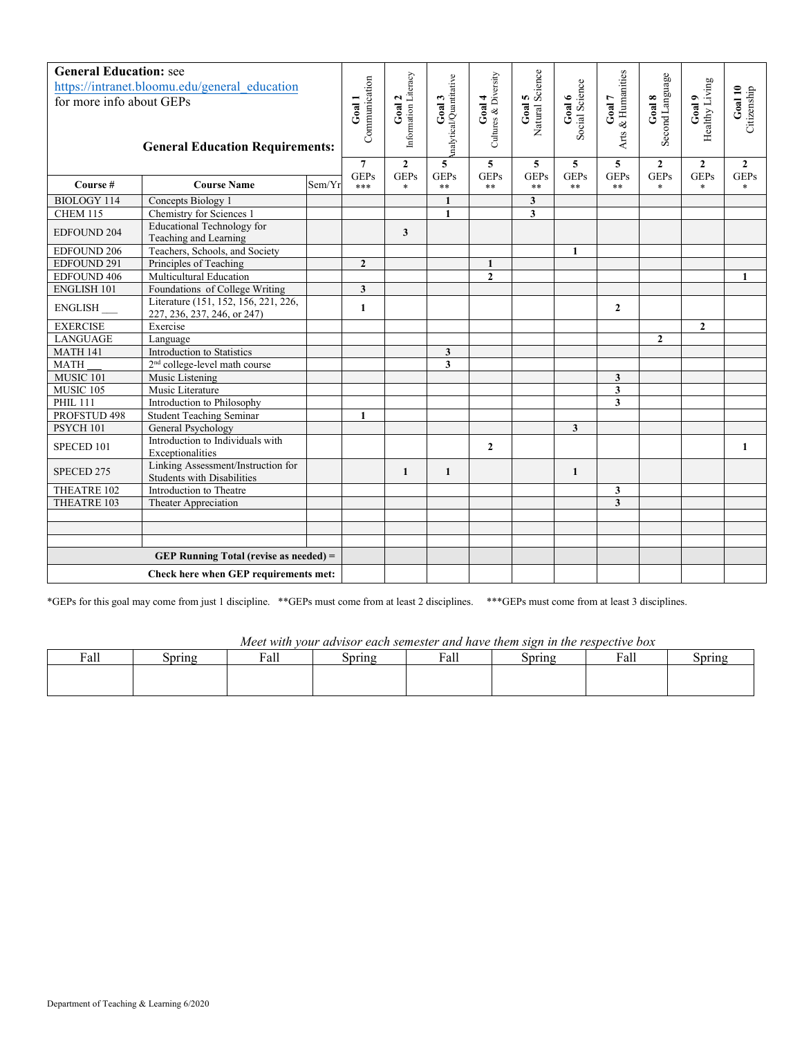| **General Education:** see https://intranet.bloomu.edu/general_education for more info about GEPs<br><br>**General Education Requirements:** | | | **Goal 1** Communication | **Goal 2** Information Literacy | **Goal 3** Analytical/Quantitative | **Goal 4** Cultures & Diversity | **Goal 5** Natural Science | **Goal 6** Social Science | **Goal 7** Arts & Humanities | **Goal 8** Second Language | **Goal 9** Healthy Living | **Goal 10** Citizenship |
|---|---|---|---|---|---|---|---|---|---|---|---|---|
| **Course #** | **Course Name** | Sem/Yr | **7** GEPs *** | **2** GEPs * | **5** GEPs ** | **5** GEPs ** | **5** GEPs ** | **5** GEPs ** | **5** GEPs ** | **2** GEPs * | **2** GEPs * | **2** GEPs * |
| BIOLOGY 114 | Concepts Biology 1 | | | | **1** | | **3** | | | | | |
| CHEM 115 | Chemistry for Sciences 1 | | | | **1** | | **3** | | | | | |
| EDFOUND 204 | Educational Technology for Teaching and Learning | | | **3** | | | | | | | | |
| EDFOUND 206 | Teachers, Schools, and Society | | | | | | | **1** | | | | |
| EDFOUND 291 | Principles of Teaching | | **2** | | | **1** | | | | | | |
| EDFOUND 406 | Multicultural Education | | | | | **2** | | | | | | **1** |
| ENGLISH 101 | Foundations of College Writing | | **3** | | | | | | | | | |
| ENGLISH ___ | Literature (151, 152, 156, 221, 226, 227, 236, 237, 246, or 247) | | **1** | | | | | | **2** | | | |
| EXERCISE | Exercise | | | | | | | | | | **2** | |
| LANGUAGE | Language | | | | | | | | | **2** | | |
| MATH 141 | Introduction to Statistics | | | | **3** | | | | | | | |
| MATH ___ | 2nd college-level math course | | | | **3** | | | | | | | |
| MUSIC 101 | Music Listening | | | | | | | | **3** | | | |
| MUSIC 105 | Music Literature | | | | | | | | **3** | | | |
| PHIL 111 | Introduction to Philosophy | | | | | | | | **3** | | | |
| PROFSTUD 498 | Student Teaching Seminar | | **1** | | | | | | | | | |
| PSYCH 101 | General Psychology | | | | | | | **3** | | | | |
| SPECED 101 | Introduction to Individuals with Exceptionalities | | | | | **2** | | | | | | **1** |
| SPECED 275 | Linking Assessment/Instruction for Students with Disabilities | | | **1** | **1** | | | **1** | | | | |
| THEATRE 102 | Introduction to Theatre | | | | | | | | **3** | | | |
| THEATRE 103 | Theater Appreciation | | | | | | | | **3** | | | |
| | | | | | | | | | | | | |
| | | | | | | | | | | | | |
| | | | | | | | | | | | | |
| **GEP Running Total (revise as needed) =** | | | | | | | | | | | | |
| **Check here when GEP requirements met:** | | | | | | | | | | | | |

*GEPs for this goal may come from just 1 discipline. **GEPs must come from at least 2 disciplines. ***GEPs must come from at least 3 disciplines.

*Meet with your advisor each semester and have them sign in the respective box*

| Fall | Spring | Fall | Spring | Fall | Spring | Fall | Spring |
|---|---|---|---|---|---|---|---|
| | | | | | | | |

Department of Teaching & Learning 6/2020